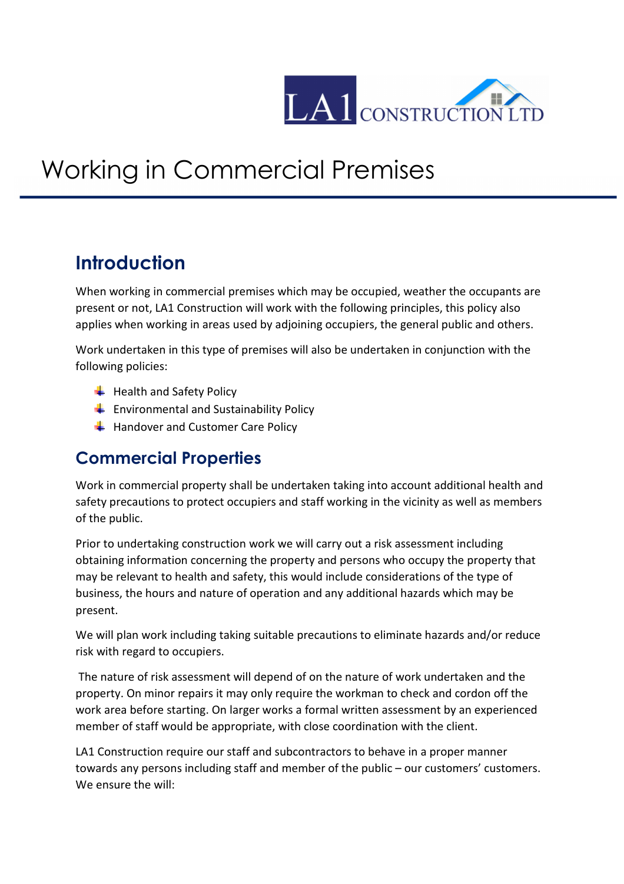# Working in Commercial Premises

## Introduction

When working in commercial premises which may be occupied, weather the occupants are present or not, LA1 Construction will work with the following principles, this policy also applies when working in areas used by adjoining occupiers, the general public and others.

Work undertaken in this type of premises will also be undertaken in conjunction with the following policies:

- Health and Safety Policy
- Environmental and Sustainability Policy
- Handover and Customer Care Policy

## Commercial Properties

Work in commercial property shall be undertaken taking into account additional health and safety precautions to protect occupiers and staff working in the vicinity as well as members of the public.

Prior to undertaking construction work we will carry out a risk assessment including obtaining information concerning the property and persons who occupy the property that may be relevant to health and safety, this would include considerations of the type of business, the hours and nature of operation and any additional hazards which may be present.

We will plan work including taking suitable precautions to eliminate hazards and/or reduce risk with regard to occupiers.

The nature of risk assessment will depend of on the nature of work undertaken and the property. On minor repairs it may only require the workman to check and cordon off the work area before starting. On larger works a formal written assessment by an experienced member of staff would be appropriate, with close coordination with the client.

LA1 Construction require our staff and subcontractors to behave in a proper manner towards any persons including staff and member of the public – our customers' customers. We ensure the will: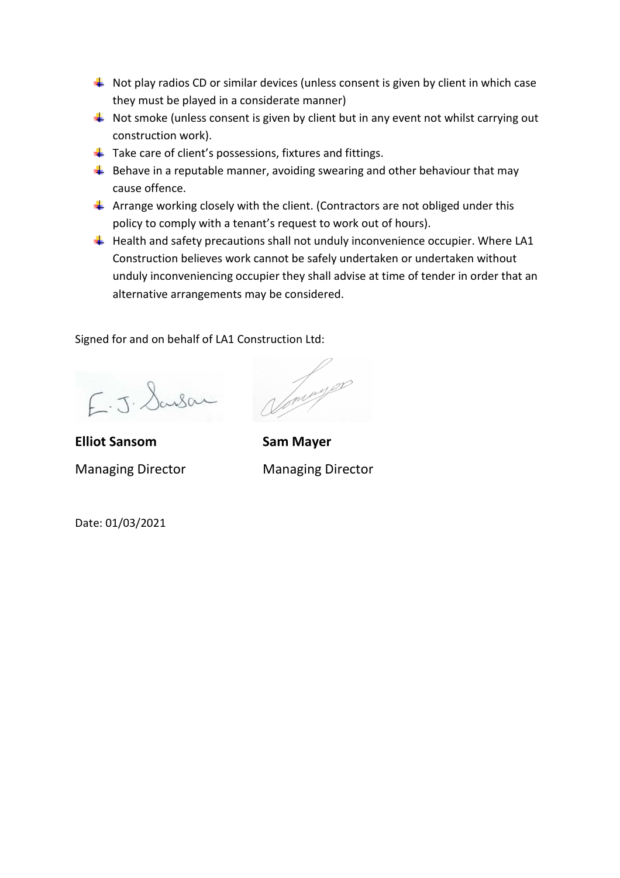- Not play radios CD or similar devices (unless consent is given by client in which case they must be played in a considerate manner)
- Not smoke (unless consent is given by client but in any event not whilst carrying out construction work).
- Take care of client's possessions, fixtures and fittings.
- Behave in a reputable manner, avoiding swearing and other behaviour that may cause offence.
- Arrange working closely with the client. (Contractors are not obliged under this policy to comply with a tenant's request to work out of hours).
- Health and safety precautions shall not unduly inconvenience occupier. Where LA1 Construction believes work cannot be safely undertaken or undertaken without unduly inconveniencing occupier they shall advise at time of tender in order that an alternative arrangements may be considered.

Signed for and on behalf of LA1 Construction Ltd:

**Elliot Sansom**
Managing Director

**Sam Mayer**
Managing Director

Date: 01/03/2021